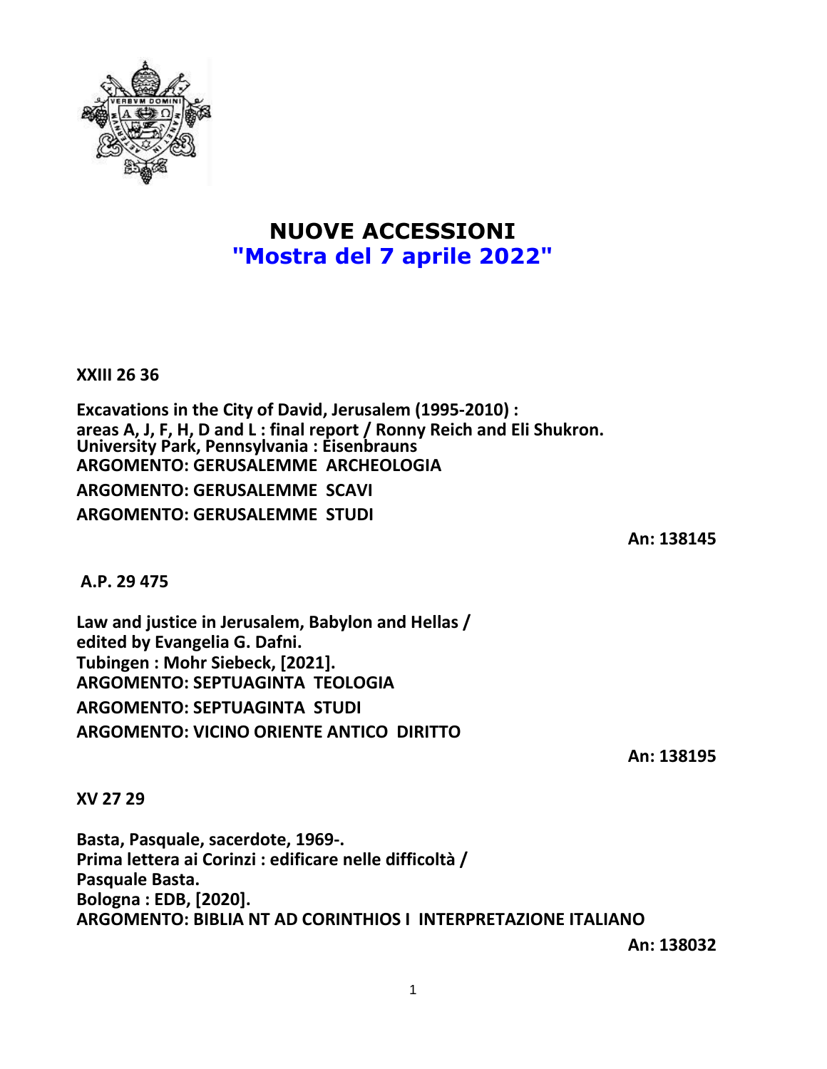# NUOVE ACCESSIONI

## "Mostra del 7 aprile 2022"

**XXIII 26 36**

**Excavations in the City of David, Jerusalem (1995-2010) :**
**areas A, J, F, H, D and L : final report / Ronny Reich and Eli Shukron.**
**University Park, Pennsylvania : Eisenbrauns**
**ARGOMENTO: GERUSALEMME ARCHEOLOGIA**
**ARGOMENTO: GERUSALEMME SCAVI**
**ARGOMENTO: GERUSALEMME STUDI**

**An: 138145**

**A.P. 29 475**

**Law and justice in Jerusalem, Babylon and Hellas /**
**edited by Evangelia G. Dafni.**
**Tubingen : Mohr Siebeck, [2021].**
**ARGOMENTO: SEPTUAGINTA TEOLOGIA**
**ARGOMENTO: SEPTUAGINTA STUDI**
**ARGOMENTO: VICINO ORIENTE ANTICO DIRITTO**

**An: 138195**

**XV 27 29**

**Basta, Pasquale, sacerdote, 1969-.**
**Prima lettera ai Corinzi : edificare nelle difficoltà /**
**Pasquale Basta.**
**Bologna : EDB, [2020].**
**ARGOMENTO: BIBLIA NT AD CORINTHIOS I INTERPRETAZIONE ITALIANO**

**An: 138032**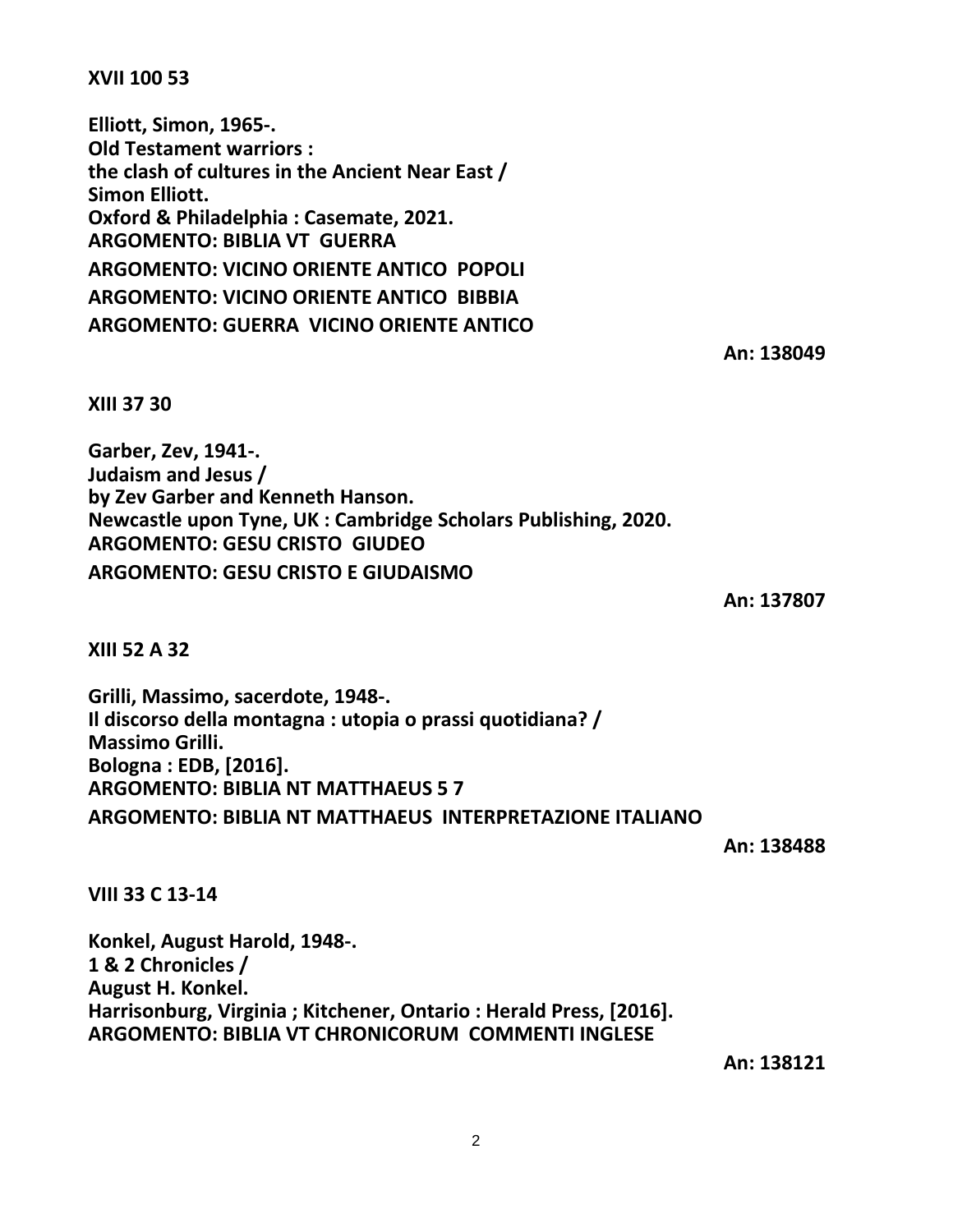**XVII 100 53**

**Elliott, Simon, 1965-.**
**Old Testament warriors :**
**the clash of cultures in the Ancient Near East /**
**Simon Elliott.**
**Oxford & Philadelphia : Casemate, 2021.**
**ARGOMENTO: BIBLIA VT GUERRA**
**ARGOMENTO: VICINO ORIENTE ANTICO POPOLI**
**ARGOMENTO: VICINO ORIENTE ANTICO BIBBIA**
**ARGOMENTO: GUERRA VICINO ORIENTE ANTICO**

**An: 138049**

**XIII 37 30**

**Garber, Zev, 1941-.**
**Judaism and Jesus /**
**by Zev Garber and Kenneth Hanson.**
**Newcastle upon Tyne, UK : Cambridge Scholars Publishing, 2020.**
**ARGOMENTO: GESU CRISTO GIUDEO**
**ARGOMENTO: GESU CRISTO E GIUDAISMO**

**An: 137807**

**XIII 52 A 32**

**Grilli, Massimo, sacerdote, 1948-.**
**Il discorso della montagna : utopia o prassi quotidiana? /**
**Massimo Grilli.**
**Bologna : EDB, [2016].**
**ARGOMENTO: BIBLIA NT MATTHAEUS 5 7**
**ARGOMENTO: BIBLIA NT MATTHAEUS INTERPRETAZIONE ITALIANO**

**An: 138488**

**VIII 33 C 13-14**

**Konkel, August Harold, 1948-.**
**1 & 2 Chronicles /**
**August H. Konkel.**
**Harrisonburg, Virginia ; Kitchener, Ontario : Herald Press, [2016].**
**ARGOMENTO: BIBLIA VT CHRONICORUM COMMENTI INGLESE**

**An: 138121**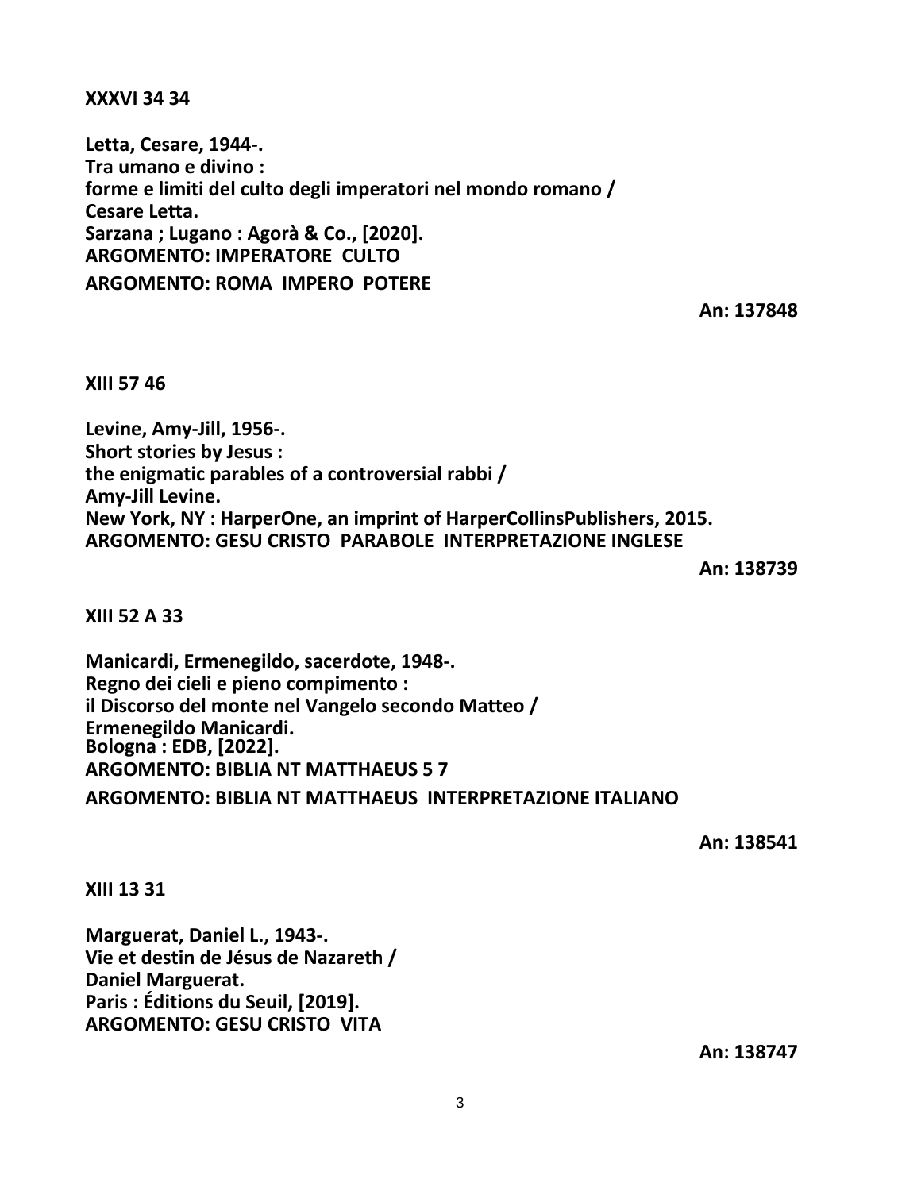**XXXVI 34 34**

**Letta, Cesare, 1944-.**
**Tra umano e divino :**
**forme e limiti del culto degli imperatori nel mondo romano /**
**Cesare Letta.**
**Sarzana ; Lugano : Agorà & Co., [2020].**
**ARGOMENTO: IMPERATORE CULTO**
**ARGOMENTO: ROMA IMPERO POTERE**

**An: 137848**

**XIII 57 46**

**Levine, Amy-Jill, 1956-.**
**Short stories by Jesus :**
**the enigmatic parables of a controversial rabbi /**
**Amy-Jill Levine.**
**New York, NY : HarperOne, an imprint of HarperCollinsPublishers, 2015.**
**ARGOMENTO: GESU CRISTO PARABOLE INTERPRETAZIONE INGLESE**

**An: 138739**

**XIII 52 A 33**

**Manicardi, Ermenegildo, sacerdote, 1948-.**
**Regno dei cieli e pieno compimento :**
**il Discorso del monte nel Vangelo secondo Matteo /**
**Ermenegildo Manicardi.**
**Bologna : EDB, [2022].**
**ARGOMENTO: BIBLIA NT MATTHAEUS 5 7**
**ARGOMENTO: BIBLIA NT MATTHAEUS INTERPRETAZIONE ITALIANO**

**An: 138541**

**XIII 13 31**

**Marguerat, Daniel L., 1943-.**
**Vie et destin de Jésus de Nazareth /**
**Daniel Marguerat.**
**Paris : Éditions du Seuil, [2019].**
**ARGOMENTO: GESU CRISTO VITA**

**An: 138747**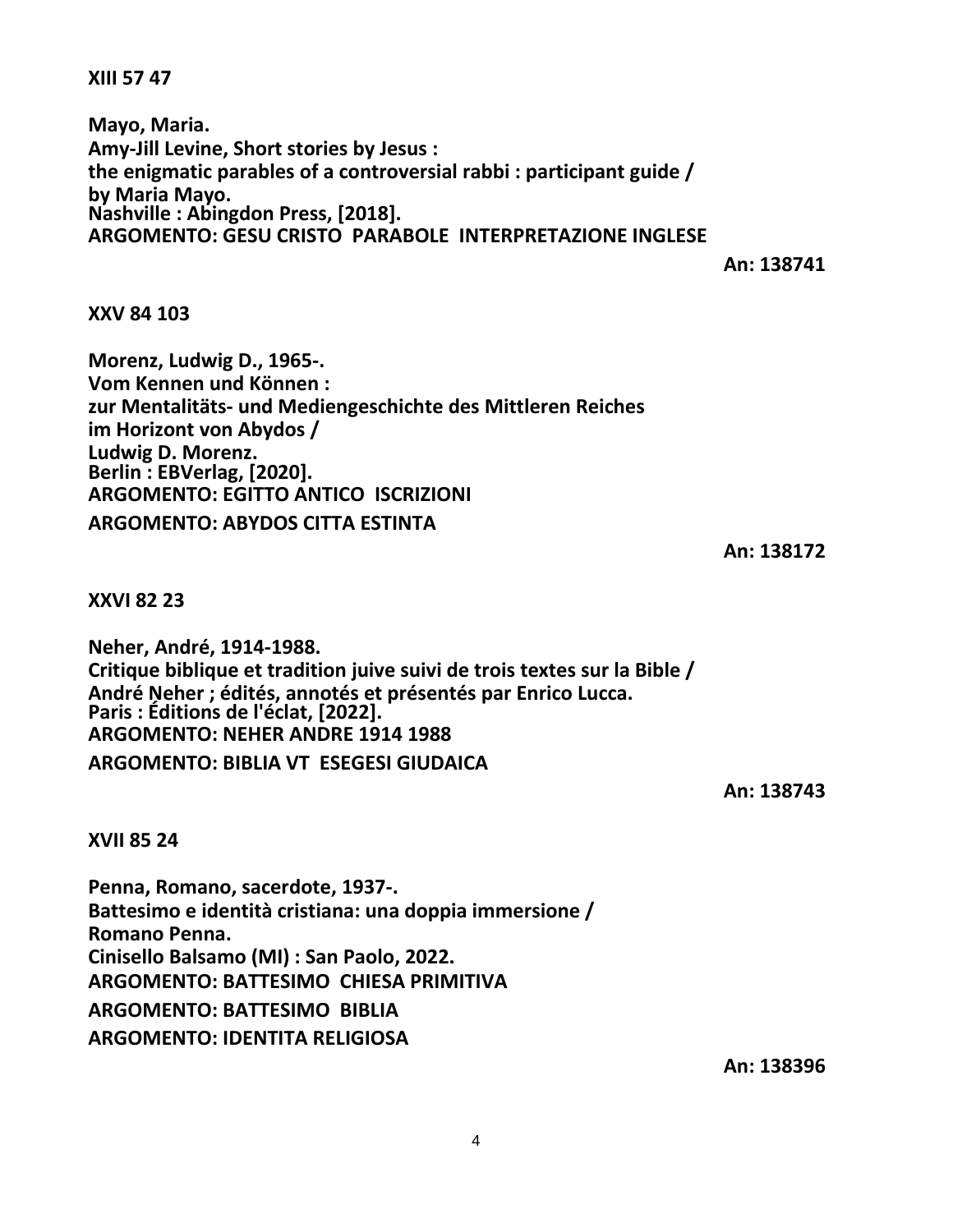**XIII 57 47**

**Mayo, Maria.**
**Amy-Jill Levine, Short stories by Jesus :**
**the enigmatic parables of a controversial rabbi : participant guide /**
**by Maria Mayo.**
**Nashville : Abingdon Press, [2018].**
**ARGOMENTO: GESU CRISTO PARABOLE INTERPRETAZIONE INGLESE**

**An: 138741**

**XXV 84 103**

**Morenz, Ludwig D., 1965-.**
**Vom Kennen und Können :**
**zur Mentalitäts- und Mediengeschichte des Mittleren Reiches**
**im Horizont von Abydos /**
**Ludwig D. Morenz.**
**Berlin : EBVerlag, [2020].**
**ARGOMENTO: EGITTO ANTICO ISCRIZIONI**
**ARGOMENTO: ABYDOS CITTA ESTINTA**

**An: 138172**

**XXVI 82 23**

**Neher, André, 1914-1988.**
**Critique biblique et tradition juive suivi de trois textes sur la Bible /**
**André Neher ; édités, annotés et présentés par Enrico Lucca.**
**Paris : Éditions de l'éclat, [2022].**
**ARGOMENTO: NEHER ANDRE 1914 1988**
**ARGOMENTO: BIBLIA VT ESEGESI GIUDAICA**

**An: 138743**

**XVII 85 24**

**Penna, Romano, sacerdote, 1937-.**
**Battesimo e identità cristiana: una doppia immersione /**
**Romano Penna.**
**Cinisello Balsamo (MI) : San Paolo, 2022.**
**ARGOMENTO: BATTESIMO CHIESA PRIMITIVA**
**ARGOMENTO: BATTESIMO BIBLIA**
**ARGOMENTO: IDENTITA RELIGIOSA**

**An: 138396**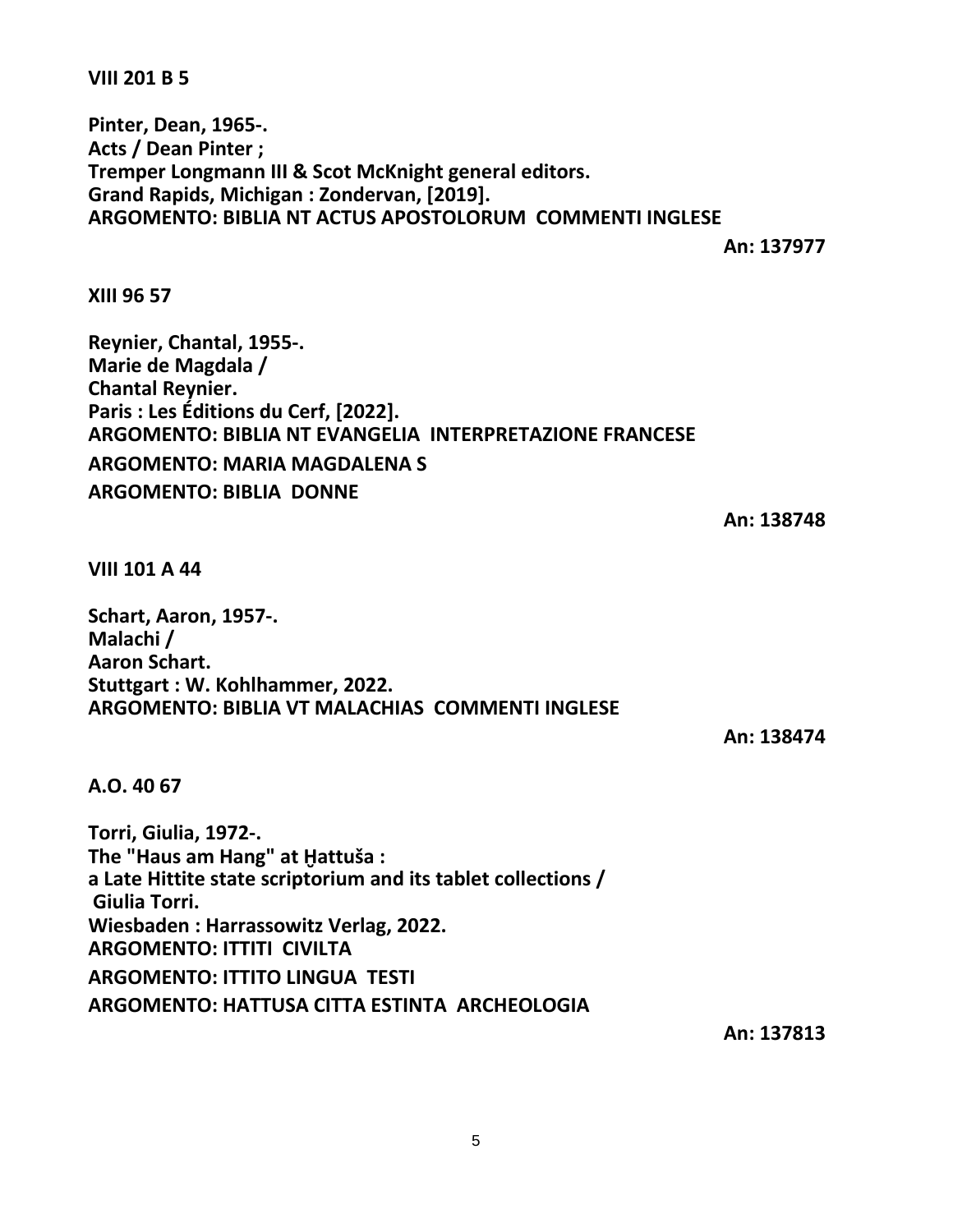**VIII 201 B 5**

**Pinter, Dean, 1965-.**
**Acts / Dean Pinter ;**
**Tremper Longmann III & Scot McKnight general editors.**
**Grand Rapids, Michigan : Zondervan, [2019].**
**ARGOMENTO: BIBLIA NT ACTUS APOSTOLORUM COMMENTI INGLESE**

**An: 137977**

**XIII 96 57**

**Reynier, Chantal, 1955-.**
**Marie de Magdala /**
**Chantal Reynier.**
**Paris : Les Éditions du Cerf, [2022].**
**ARGOMENTO: BIBLIA NT EVANGELIA INTERPRETAZIONE FRANCESE**
**ARGOMENTO: MARIA MAGDALENA S**
**ARGOMENTO: BIBLIA DONNE**

**An: 138748**

**VIII 101 A 44**

**Schart, Aaron, 1957-.**
**Malachi /**
**Aaron Schart.**
**Stuttgart : W. Kohlhammer, 2022.**
**ARGOMENTO: BIBLIA VT MALACHIAS COMMENTI INGLESE**

**An: 138474**

**A.O. 40 67**

**Torri, Giulia, 1972-.**
**The "Haus am Hang" at Ḫattuša :**
**a Late Hittite state scriptorium and its tablet collections /**
**Giulia Torri.**
**Wiesbaden : Harrassowitz Verlag, 2022.**
**ARGOMENTO: ITTITI CIVILTA**
**ARGOMENTO: ITTITO LINGUA TESTI**
**ARGOMENTO: HATTUSA CITTA ESTINTA ARCHEOLOGIA**

**An: 137813**